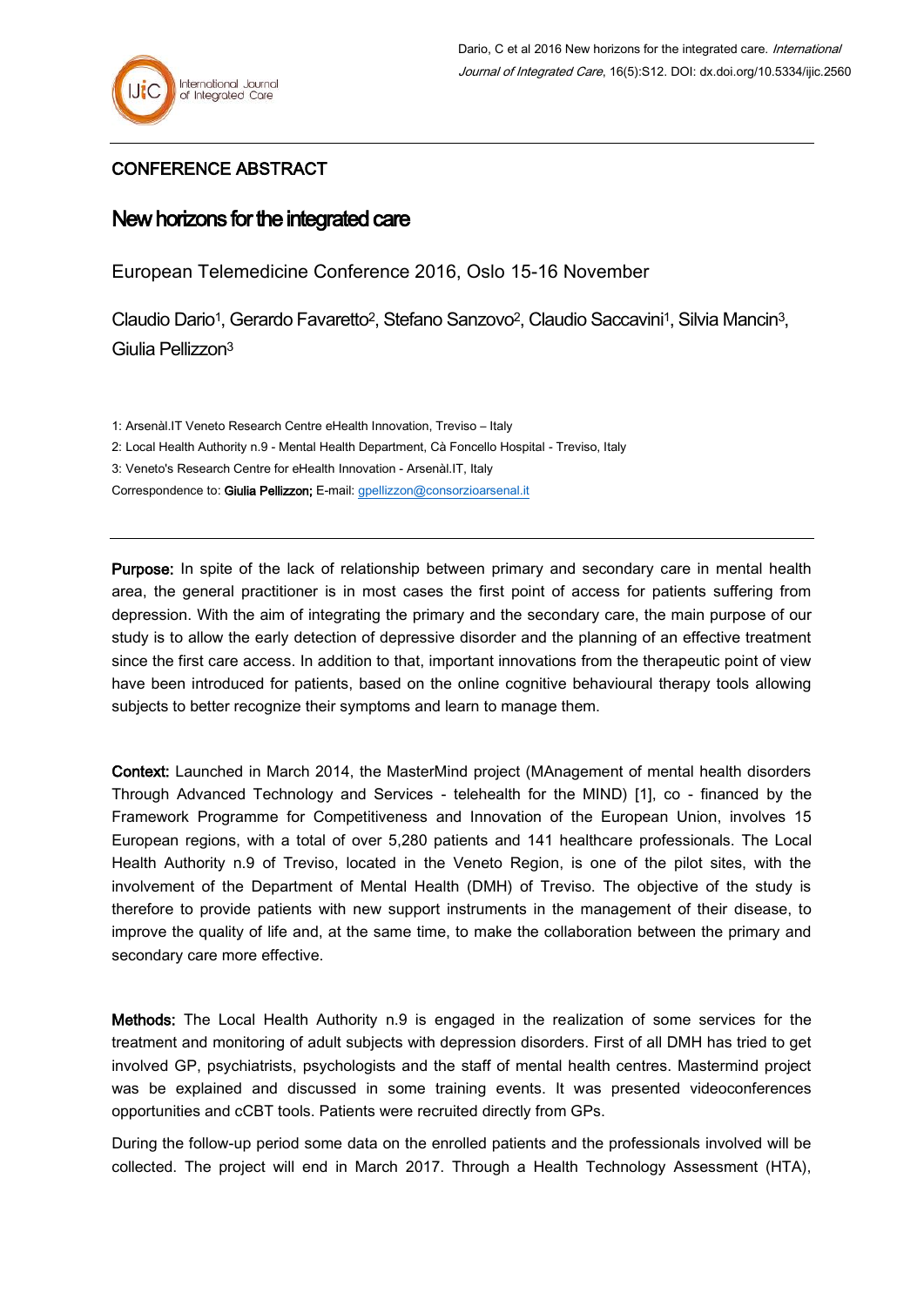Dario, C et al 2016 New horizons for the integrated care. *International Journal of Integrated Care*, 16(5):S12. DOI: dx.doi.org/10.5334/ijic.2560

CONFERENCE ABSTRACT

# New horizons for the integrated care

European Telemedicine Conference 2016, Oslo 15-16 November

Claudio Dario[1], Gerardo Favaretto[2], Stefano Sanzovo[2], Claudio Saccavini[1], Silvia Mancin[3], Giulia Pellizzon[3]

1: Arsenàl.IT Veneto Research Centre eHealth Innovation, Treviso – Italy

2: Local Health Authority n.9 - Mental Health Department, Cà Foncello Hospital - Treviso, Italy

3: Veneto's Research Centre for eHealth Innovation - Arsenàl.IT, Italy

Correspondence to: **Giulia Pellizzon;** E-mail: gpellizzon@consorzioarsenal.it

---

**Purpose:** In spite of the lack of relationship between primary and secondary care in mental health area, the general practitioner is in most cases the first point of access for patients suffering from depression. With the aim of integrating the primary and the secondary care, the main purpose of our study is to allow the early detection of depressive disorder and the planning of an effective treatment since the first care access. In addition to that, important innovations from the therapeutic point of view have been introduced for patients, based on the online cognitive behavioural therapy tools allowing subjects to better recognize their symptoms and learn to manage them.

**Context:** Launched in March 2014, the MasterMind project (MAnagement of mental health disorders Through Advanced Technology and Services - telehealth for the MIND) [1], co - financed by the Framework Programme for Competitiveness and Innovation of the European Union, involves 15 European regions, with a total of over 5,280 patients and 141 healthcare professionals. The Local Health Authority n.9 of Treviso, located in the Veneto Region, is one of the pilot sites, with the involvement of the Department of Mental Health (DMH) of Treviso. The objective of the study is therefore to provide patients with new support instruments in the management of their disease, to improve the quality of life and, at the same time, to make the collaboration between the primary and secondary care more effective.

**Methods:** The Local Health Authority n.9 is engaged in the realization of some services for the treatment and monitoring of adult subjects with depression disorders. First of all DMH has tried to get involved GP, psychiatrists, psychologists and the staff of mental health centres. Mastermind project was be explained and discussed in some training events. It was presented videoconferences opportunities and cCBT tools. Patients were recruited directly from GPs.

During the follow-up period some data on the enrolled patients and the professionals involved will be collected. The project will end in March 2017. Through a Health Technology Assessment (HTA),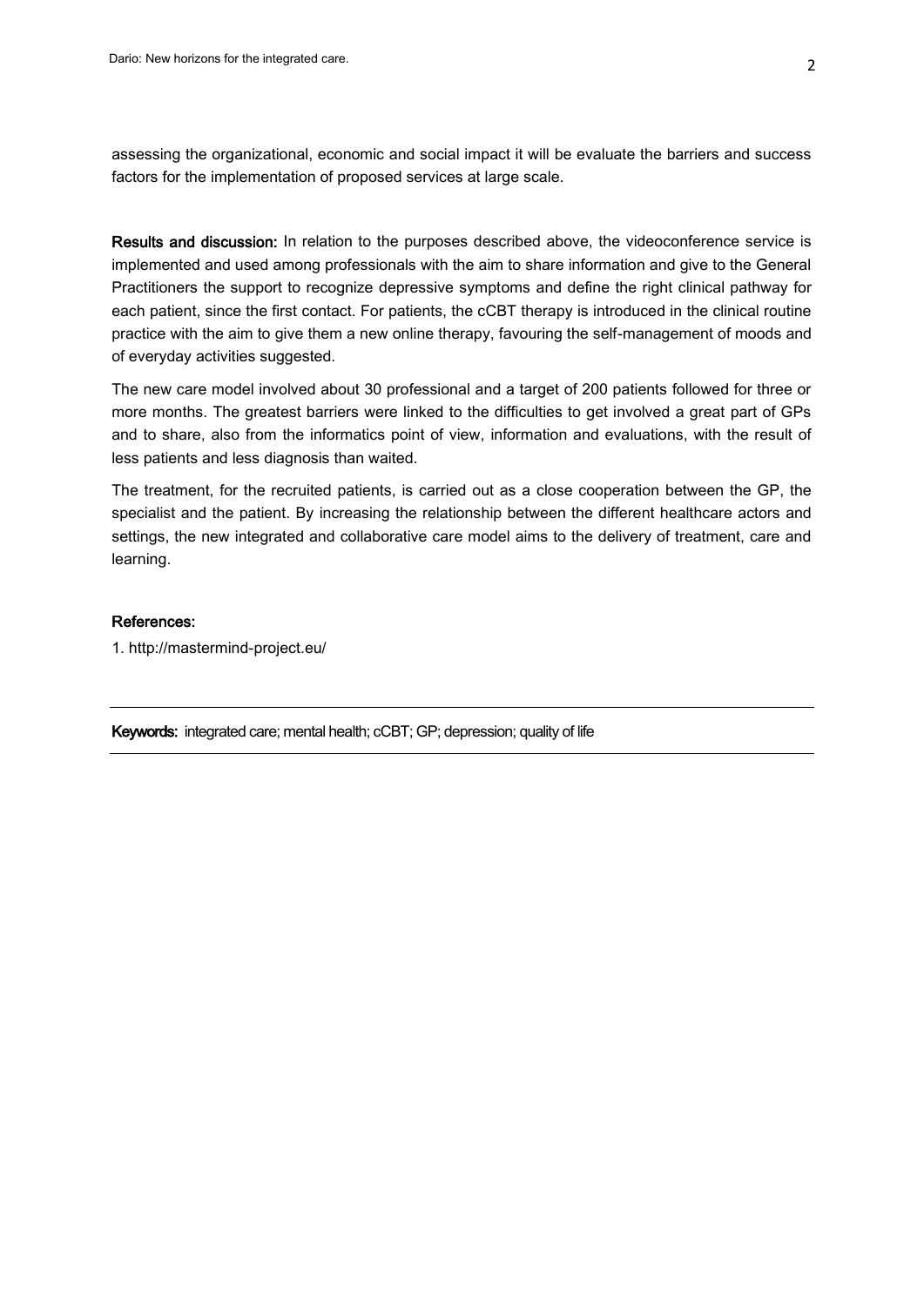assessing the organizational, economic and social impact it will be evaluate the barriers and success factors for the implementation of proposed services at large scale.

**Results and discussion:** In relation to the purposes described above, the videoconference service is implemented and used among professionals with the aim to share information and give to the General Practitioners the support to recognize depressive symptoms and define the right clinical pathway for each patient, since the first contact. For patients, the cCBT therapy is introduced in the clinical routine practice with the aim to give them a new online therapy, favouring the self-management of moods and of everyday activities suggested.

The new care model involved about 30 professional and a target of 200 patients followed for three or more months. The greatest barriers were linked to the difficulties to get involved a great part of GPs and to share, also from the informatics point of view, information and evaluations, with the result of less patients and less diagnosis than waited.

The treatment, for the recruited patients, is carried out as a close cooperation between the GP, the specialist and the patient. By increasing the relationship between the different healthcare actors and settings, the new integrated and collaborative care model aims to the delivery of treatment, care and learning.

**References:**

1. http://mastermind-project.eu/

---

**Keywords:** integrated care; mental health; cCBT; GP; depression; quality of life

---